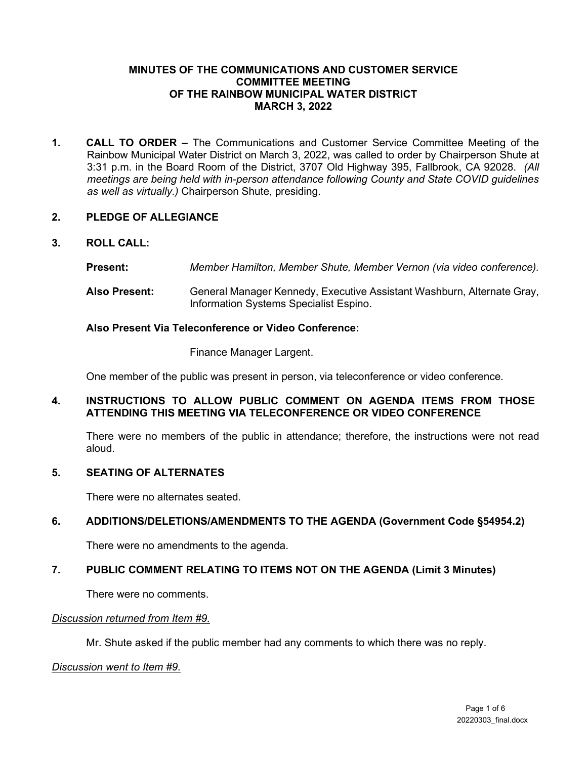# MINUTES OF THE COMMUNICATIONS AND CUSTOMER SERVICE COMMITTEE MEETING OF THE RAINBOW MUNICIPAL WATER DISTRICT MARCH 3, 2022

**1. CALL TO ORDER –** The Communications and Customer Service Committee Meeting of the Rainbow Municipal Water District on March 3, 2022, was called to order by Chairperson Shute at 3:31 p.m. in the Board Room of the District, 3707 Old Highway 395, Fallbrook, CA 92028. *(All meetings are being held with in-person attendance following County and State COVID guidelines as well as virtually.)* Chairperson Shute, presiding.

**2. PLEDGE OF ALLEGIANCE**

**3. ROLL CALL:**

**Present:** *Member Hamilton, Member Shute, Member Vernon (via video conference).*

**Also Present:** General Manager Kennedy, Executive Assistant Washburn, Alternate Gray, Information Systems Specialist Espino.

**Also Present Via Teleconference or Video Conference:**

Finance Manager Largent.

One member of the public was present in person, via teleconference or video conference.

**4. INSTRUCTIONS TO ALLOW PUBLIC COMMENT ON AGENDA ITEMS FROM THOSE ATTENDING THIS MEETING VIA TELECONFERENCE OR VIDEO CONFERENCE**

There were no members of the public in attendance; therefore, the instructions were not read aloud.

**5. SEATING OF ALTERNATES**

There were no alternates seated.

**6. ADDITIONS/DELETIONS/AMENDMENTS TO THE AGENDA (Government Code §54954.2)**

There were no amendments to the agenda.

**7. PUBLIC COMMENT RELATING TO ITEMS NOT ON THE AGENDA (Limit 3 Minutes)**

There were no comments.

*Discussion returned from Item #9.*

Mr. Shute asked if the public member had any comments to which there was no reply.

*Discussion went to Item #9.*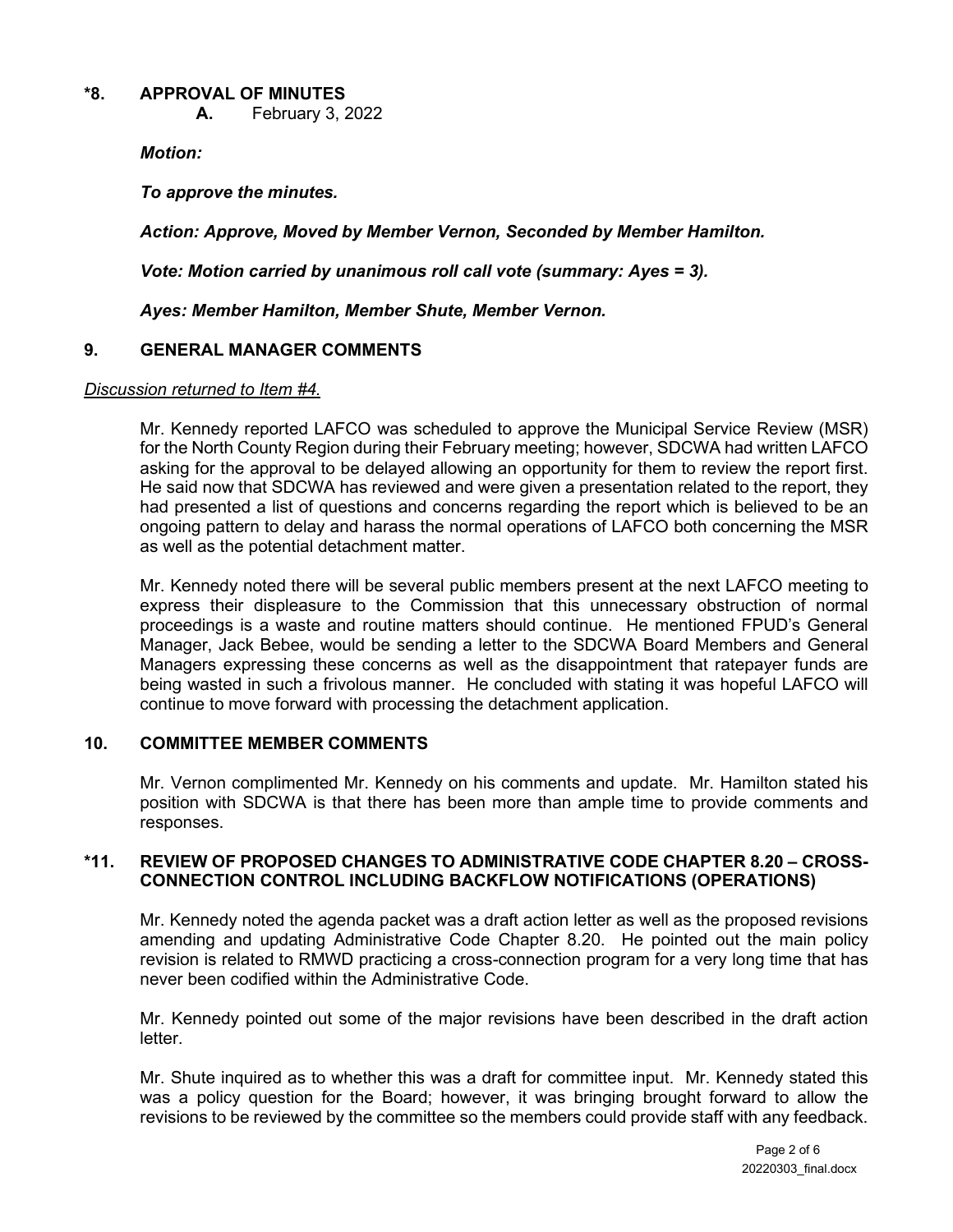## *8. APPROVAL OF MINUTES

**A.** February 3, 2022

***Motion:***

***To approve the minutes.***

***Action: Approve, Moved by Member Vernon, Seconded by Member Hamilton.***

***Vote: Motion carried by unanimous roll call vote (summary: Ayes = 3).***

***Ayes: Member Hamilton, Member Shute, Member Vernon.***

## 9. GENERAL MANAGER COMMENTS

*Discussion returned to Item #4.*

Mr. Kennedy reported LAFCO was scheduled to approve the Municipal Service Review (MSR) for the North County Region during their February meeting; however, SDCWA had written LAFCO asking for the approval to be delayed allowing an opportunity for them to review the report first. He said now that SDCWA has reviewed and were given a presentation related to the report, they had presented a list of questions and concerns regarding the report which is believed to be an ongoing pattern to delay and harass the normal operations of LAFCO both concerning the MSR as well as the potential detachment matter.

Mr. Kennedy noted there will be several public members present at the next LAFCO meeting to express their displeasure to the Commission that this unnecessary obstruction of normal proceedings is a waste and routine matters should continue. He mentioned FPUD's General Manager, Jack Bebee, would be sending a letter to the SDCWA Board Members and General Managers expressing these concerns as well as the disappointment that ratepayer funds are being wasted in such a frivolous manner. He concluded with stating it was hopeful LAFCO will continue to move forward with processing the detachment application.

## 10. COMMITTEE MEMBER COMMENTS

Mr. Vernon complimented Mr. Kennedy on his comments and update. Mr. Hamilton stated his position with SDCWA is that there has been more than ample time to provide comments and responses.

## *11. REVIEW OF PROPOSED CHANGES TO ADMINISTRATIVE CODE CHAPTER 8.20 – CROSS-CONNECTION CONTROL INCLUDING BACKFLOW NOTIFICATIONS (OPERATIONS)

Mr. Kennedy noted the agenda packet was a draft action letter as well as the proposed revisions amending and updating Administrative Code Chapter 8.20. He pointed out the main policy revision is related to RMWD practicing a cross-connection program for a very long time that has never been codified within the Administrative Code.

Mr. Kennedy pointed out some of the major revisions have been described in the draft action letter.

Mr. Shute inquired as to whether this was a draft for committee input. Mr. Kennedy stated this was a policy question for the Board; however, it was bringing brought forward to allow the revisions to be reviewed by the committee so the members could provide staff with any feedback.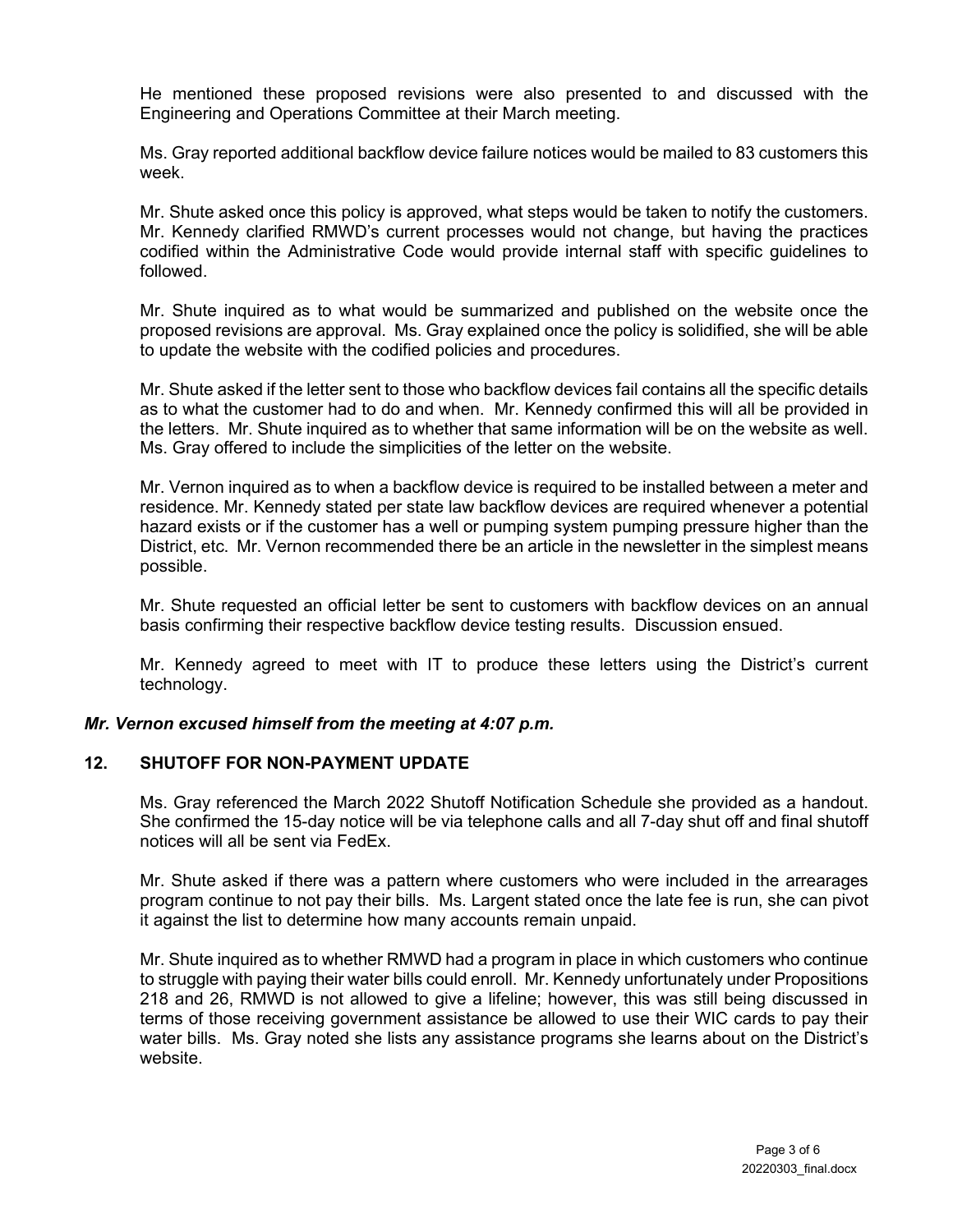He mentioned these proposed revisions were also presented to and discussed with the Engineering and Operations Committee at their March meeting.

Ms. Gray reported additional backflow device failure notices would be mailed to 83 customers this week.

Mr. Shute asked once this policy is approved, what steps would be taken to notify the customers. Mr. Kennedy clarified RMWD's current processes would not change, but having the practices codified within the Administrative Code would provide internal staff with specific guidelines to followed.

Mr. Shute inquired as to what would be summarized and published on the website once the proposed revisions are approval. Ms. Gray explained once the policy is solidified, she will be able to update the website with the codified policies and procedures.

Mr. Shute asked if the letter sent to those who backflow devices fail contains all the specific details as to what the customer had to do and when. Mr. Kennedy confirmed this will all be provided in the letters. Mr. Shute inquired as to whether that same information will be on the website as well. Ms. Gray offered to include the simplicities of the letter on the website.

Mr. Vernon inquired as to when a backflow device is required to be installed between a meter and residence. Mr. Kennedy stated per state law backflow devices are required whenever a potential hazard exists or if the customer has a well or pumping system pumping pressure higher than the District, etc. Mr. Vernon recommended there be an article in the newsletter in the simplest means possible.

Mr. Shute requested an official letter be sent to customers with backflow devices on an annual basis confirming their respective backflow device testing results. Discussion ensued.

Mr. Kennedy agreed to meet with IT to produce these letters using the District's current technology.

***Mr. Vernon excused himself from the meeting at 4:07 p.m.***

**12. SHUTOFF FOR NON-PAYMENT UPDATE**

Ms. Gray referenced the March 2022 Shutoff Notification Schedule she provided as a handout. She confirmed the 15-day notice will be via telephone calls and all 7-day shut off and final shutoff notices will all be sent via FedEx.

Mr. Shute asked if there was a pattern where customers who were included in the arrearages program continue to not pay their bills. Ms. Largent stated once the late fee is run, she can pivot it against the list to determine how many accounts remain unpaid.

Mr. Shute inquired as to whether RMWD had a program in place in which customers who continue to struggle with paying their water bills could enroll. Mr. Kennedy unfortunately under Propositions 218 and 26, RMWD is not allowed to give a lifeline; however, this was still being discussed in terms of those receiving government assistance be allowed to use their WIC cards to pay their water bills. Ms. Gray noted she lists any assistance programs she learns about on the District's website.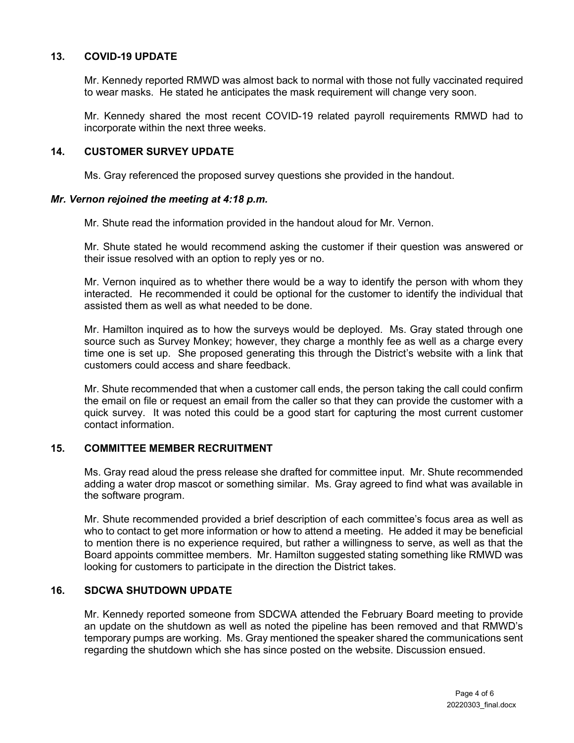## 13. COVID-19 UPDATE

Mr. Kennedy reported RMWD was almost back to normal with those not fully vaccinated required to wear masks. He stated he anticipates the mask requirement will change very soon.

Mr. Kennedy shared the most recent COVID-19 related payroll requirements RMWD had to incorporate within the next three weeks.

## 14. CUSTOMER SURVEY UPDATE

Ms. Gray referenced the proposed survey questions she provided in the handout.

***Mr. Vernon rejoined the meeting at 4:18 p.m.***

Mr. Shute read the information provided in the handout aloud for Mr. Vernon.

Mr. Shute stated he would recommend asking the customer if their question was answered or their issue resolved with an option to reply yes or no.

Mr. Vernon inquired as to whether there would be a way to identify the person with whom they interacted. He recommended it could be optional for the customer to identify the individual that assisted them as well as what needed to be done.

Mr. Hamilton inquired as to how the surveys would be deployed. Ms. Gray stated through one source such as Survey Monkey; however, they charge a monthly fee as well as a charge every time one is set up. She proposed generating this through the District's website with a link that customers could access and share feedback.

Mr. Shute recommended that when a customer call ends, the person taking the call could confirm the email on file or request an email from the caller so that they can provide the customer with a quick survey. It was noted this could be a good start for capturing the most current customer contact information.

## 15. COMMITTEE MEMBER RECRUITMENT

Ms. Gray read aloud the press release she drafted for committee input. Mr. Shute recommended adding a water drop mascot or something similar. Ms. Gray agreed to find what was available in the software program.

Mr. Shute recommended provided a brief description of each committee's focus area as well as who to contact to get more information or how to attend a meeting. He added it may be beneficial to mention there is no experience required, but rather a willingness to serve, as well as that the Board appoints committee members. Mr. Hamilton suggested stating something like RMWD was looking for customers to participate in the direction the District takes.

## 16. SDCWA SHUTDOWN UPDATE

Mr. Kennedy reported someone from SDCWA attended the February Board meeting to provide an update on the shutdown as well as noted the pipeline has been removed and that RMWD's temporary pumps are working. Ms. Gray mentioned the speaker shared the communications sent regarding the shutdown which she has since posted on the website. Discussion ensued.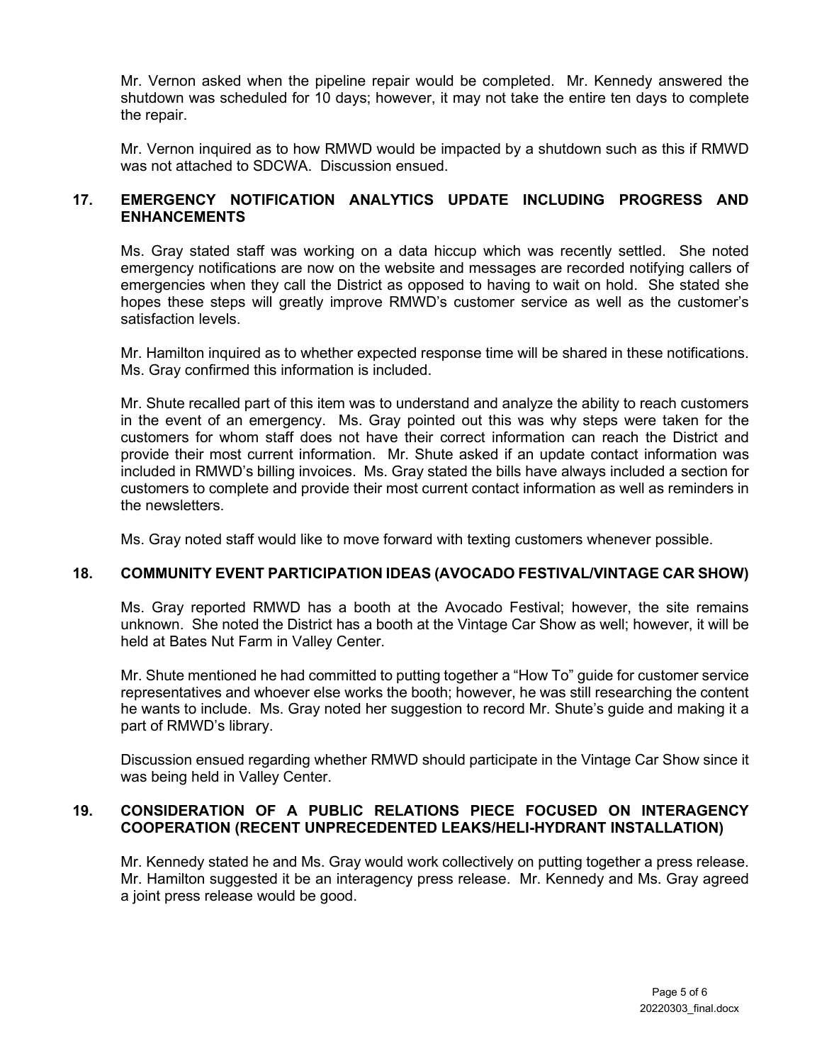Mr. Vernon asked when the pipeline repair would be completed. Mr. Kennedy answered the shutdown was scheduled for 10 days; however, it may not take the entire ten days to complete the repair.

Mr. Vernon inquired as to how RMWD would be impacted by a shutdown such as this if RMWD was not attached to SDCWA. Discussion ensued.

## 17. EMERGENCY NOTIFICATION ANALYTICS UPDATE INCLUDING PROGRESS AND ENHANCEMENTS

Ms. Gray stated staff was working on a data hiccup which was recently settled. She noted emergency notifications are now on the website and messages are recorded notifying callers of emergencies when they call the District as opposed to having to wait on hold. She stated she hopes these steps will greatly improve RMWD's customer service as well as the customer's satisfaction levels.

Mr. Hamilton inquired as to whether expected response time will be shared in these notifications. Ms. Gray confirmed this information is included.

Mr. Shute recalled part of this item was to understand and analyze the ability to reach customers in the event of an emergency. Ms. Gray pointed out this was why steps were taken for the customers for whom staff does not have their correct information can reach the District and provide their most current information. Mr. Shute asked if an update contact information was included in RMWD's billing invoices. Ms. Gray stated the bills have always included a section for customers to complete and provide their most current contact information as well as reminders in the newsletters.

Ms. Gray noted staff would like to move forward with texting customers whenever possible.

## 18. COMMUNITY EVENT PARTICIPATION IDEAS (AVOCADO FESTIVAL/VINTAGE CAR SHOW)

Ms. Gray reported RMWD has a booth at the Avocado Festival; however, the site remains unknown. She noted the District has a booth at the Vintage Car Show as well; however, it will be held at Bates Nut Farm in Valley Center.

Mr. Shute mentioned he had committed to putting together a "How To" guide for customer service representatives and whoever else works the booth; however, he was still researching the content he wants to include. Ms. Gray noted her suggestion to record Mr. Shute's guide and making it a part of RMWD's library.

Discussion ensued regarding whether RMWD should participate in the Vintage Car Show since it was being held in Valley Center.

## 19. CONSIDERATION OF A PUBLIC RELATIONS PIECE FOCUSED ON INTERAGENCY COOPERATION (RECENT UNPRECEDENTED LEAKS/HELI-HYDRANT INSTALLATION)

Mr. Kennedy stated he and Ms. Gray would work collectively on putting together a press release. Mr. Hamilton suggested it be an interagency press release. Mr. Kennedy and Ms. Gray agreed a joint press release would be good.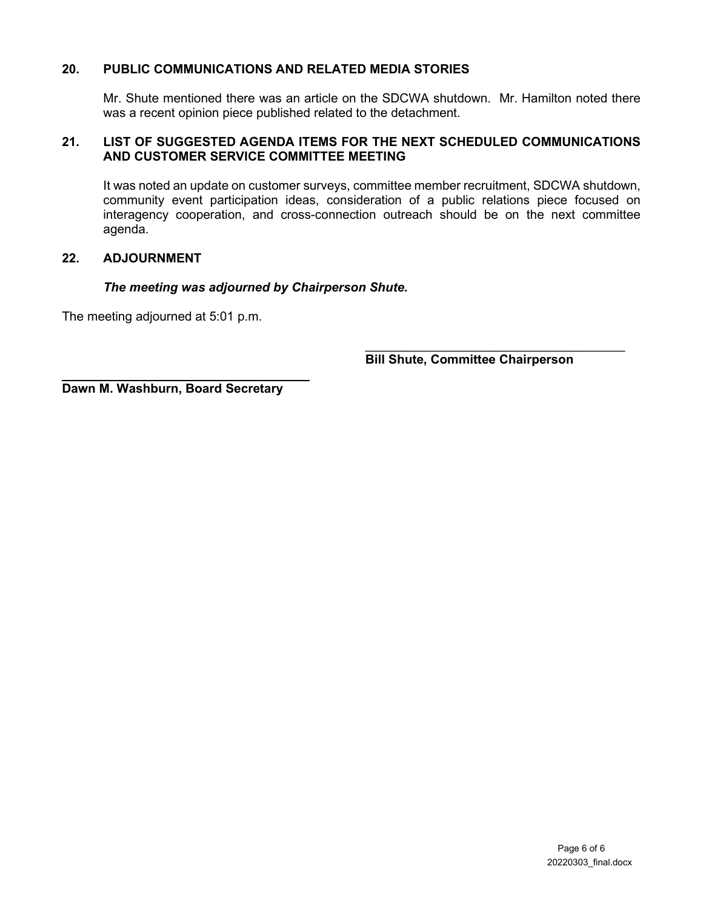## 20. PUBLIC COMMUNICATIONS AND RELATED MEDIA STORIES

Mr. Shute mentioned there was an article on the SDCWA shutdown. Mr. Hamilton noted there was a recent opinion piece published related to the detachment.

## 21. LIST OF SUGGESTED AGENDA ITEMS FOR THE NEXT SCHEDULED COMMUNICATIONS AND CUSTOMER SERVICE COMMITTEE MEETING

It was noted an update on customer surveys, committee member recruitment, SDCWA shutdown, community event participation ideas, consideration of a public relations piece focused on interagency cooperation, and cross-connection outreach should be on the next committee agenda.

## 22. ADJOURNMENT

***The meeting was adjourned by Chairperson Shute.***

The meeting adjourned at 5:01 p.m.

\_\_\_\_\_\_\_\_\_\_\_\_\_\_\_\_\_\_\_\_\_\_\_\_\_\_\_\_\_\_\_\_\_\_\_\_\_\_\_\_
**Bill Shute, Committee Chairperson**

\_\_\_\_\_\_\_\_\_\_\_\_\_\_\_\_\_\_\_\_\_\_\_\_\_\_\_\_\_\_\_\_\_\_\_\_\_\_\_\_
**Dawn M. Washburn, Board Secretary**